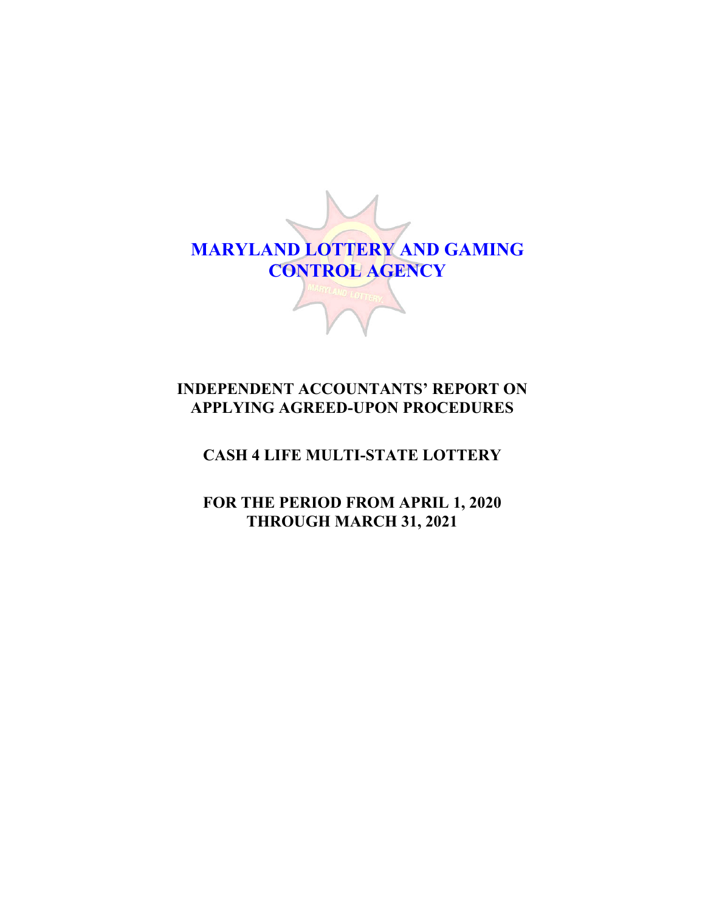# MARYLAND LOTTERY AND GAMING CONTROL AGENCY

## INDEPENDENT ACCOUNTANTS' REPORT ON APPLYING AGREED-UPON PROCEDURES

## CASH 4 LIFE MULTI-STATE LOTTERY

## FOR THE PERIOD FROM APRIL 1, 2020 THROUGH MARCH 31, 2021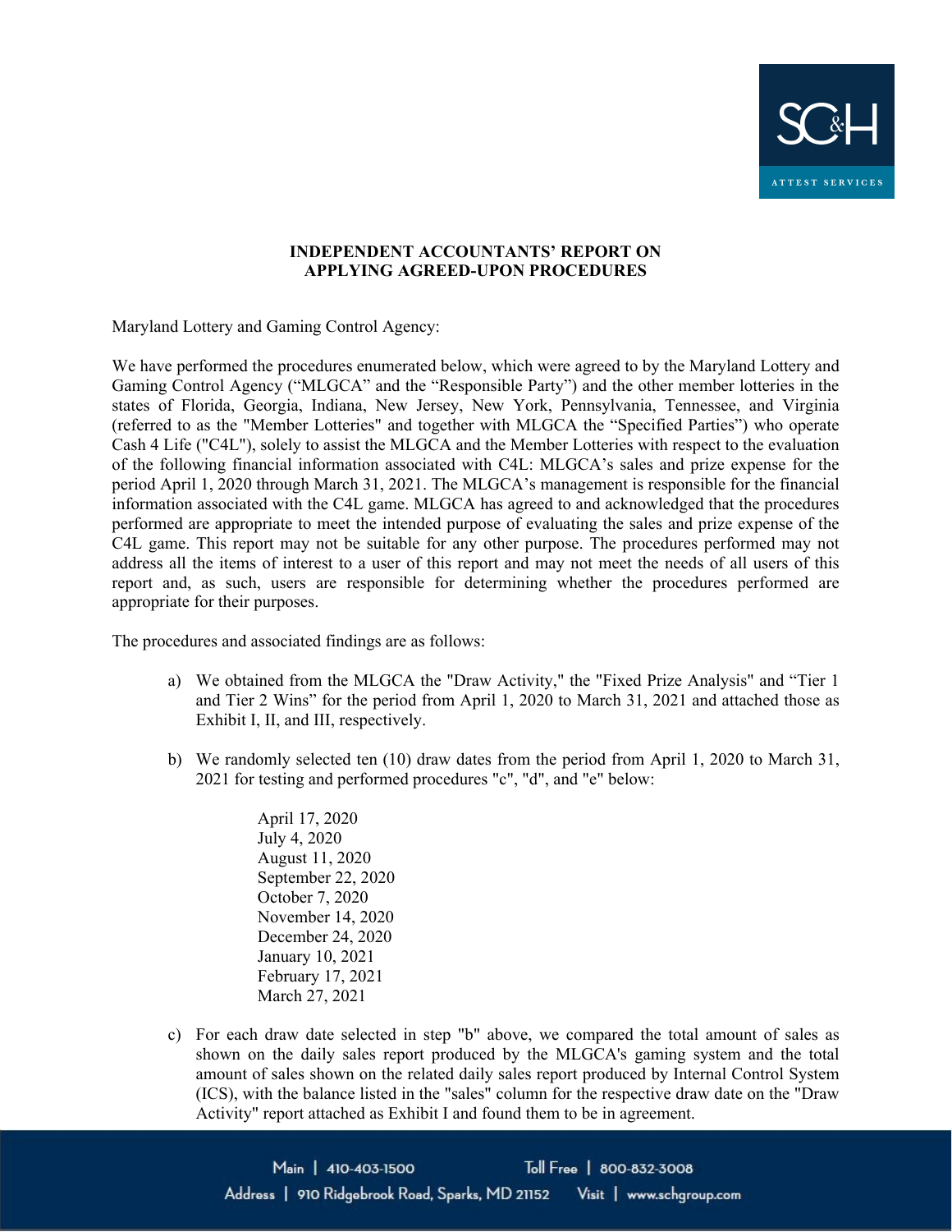# INDEPENDENT ACCOUNTANTS' REPORT ON APPLYING AGREED-UPON PROCEDURES

Maryland Lottery and Gaming Control Agency:

We have performed the procedures enumerated below, which were agreed to by the Maryland Lottery and Gaming Control Agency ("MLGCA" and the "Responsible Party") and the other member lotteries in the states of Florida, Georgia, Indiana, New Jersey, New York, Pennsylvania, Tennessee, and Virginia (referred to as the "Member Lotteries" and together with MLGCA the "Specified Parties") who operate Cash 4 Life ("C4L"), solely to assist the MLGCA and the Member Lotteries with respect to the evaluation of the following financial information associated with C4L: MLGCA's sales and prize expense for the period April 1, 2020 through March 31, 2021. The MLGCA's management is responsible for the financial information associated with the C4L game. MLGCA has agreed to and acknowledged that the procedures performed are appropriate to meet the intended purpose of evaluating the sales and prize expense of the C4L game. This report may not be suitable for any other purpose. The procedures performed may not address all the items of interest to a user of this report and may not meet the needs of all users of this report and, as such, users are responsible for determining whether the procedures performed are appropriate for their purposes.

The procedures and associated findings are as follows:

a) We obtained from the MLGCA the "Draw Activity," the "Fixed Prize Analysis" and "Tier 1 and Tier 2 Wins" for the period from April 1, 2020 to March 31, 2021 and attached those as Exhibit I, II, and III, respectively.

b) We randomly selected ten (10) draw dates from the period from April 1, 2020 to March 31, 2021 for testing and performed procedures "c", "d", and "e" below:

   April 17, 2020
   July 4, 2020
   August 11, 2020
   September 22, 2020
   October 7, 2020
   November 14, 2020
   December 24, 2020
   January 10, 2021
   February 17, 2021
   March 27, 2021

c) For each draw date selected in step "b" above, we compared the total amount of sales as shown on the daily sales report produced by the MLGCA's gaming system and the total amount of sales shown on the related daily sales report produced by Internal Control System (ICS), with the balance listed in the "sales" column for the respective draw date on the "Draw Activity" report attached as Exhibit I and found them to be in agreement.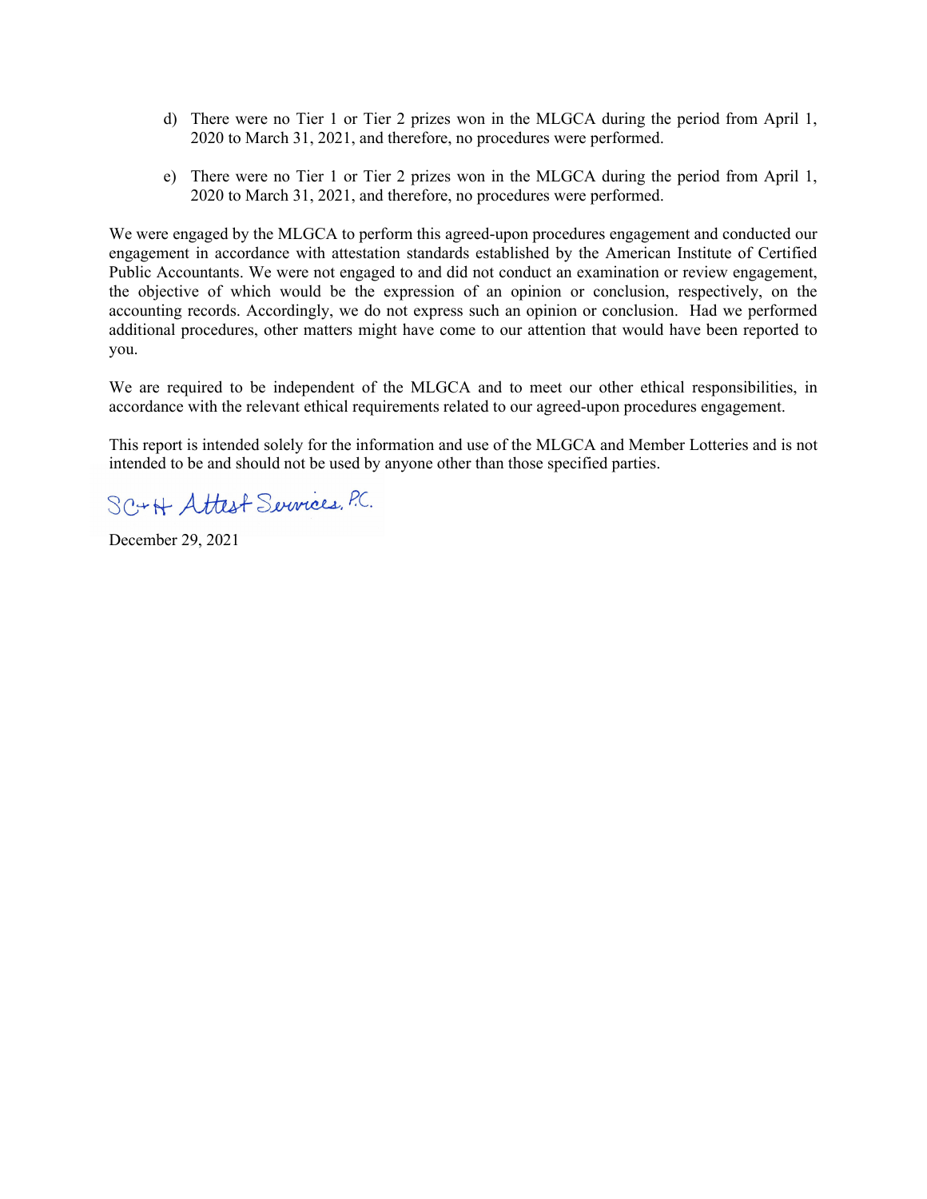d) There were no Tier 1 or Tier 2 prizes won in the MLGCA during the period from April 1, 2020 to March 31, 2021, and therefore, no procedures were performed.

e) There were no Tier 1 or Tier 2 prizes won in the MLGCA during the period from April 1, 2020 to March 31, 2021, and therefore, no procedures were performed.

We were engaged by the MLGCA to perform this agreed-upon procedures engagement and conducted our engagement in accordance with attestation standards established by the American Institute of Certified Public Accountants. We were not engaged to and did not conduct an examination or review engagement, the objective of which would be the expression of an opinion or conclusion, respectively, on the accounting records. Accordingly, we do not express such an opinion or conclusion. Had we performed additional procedures, other matters might have come to our attention that would have been reported to you.

We are required to be independent of the MLGCA and to meet our other ethical responsibilities, in accordance with the relevant ethical requirements related to our agreed-upon procedures engagement.

This report is intended solely for the information and use of the MLGCA and Member Lotteries and is not intended to be and should not be used by anyone other than those specified parties.

SC+H Attest Services, P.C.

December 29, 2021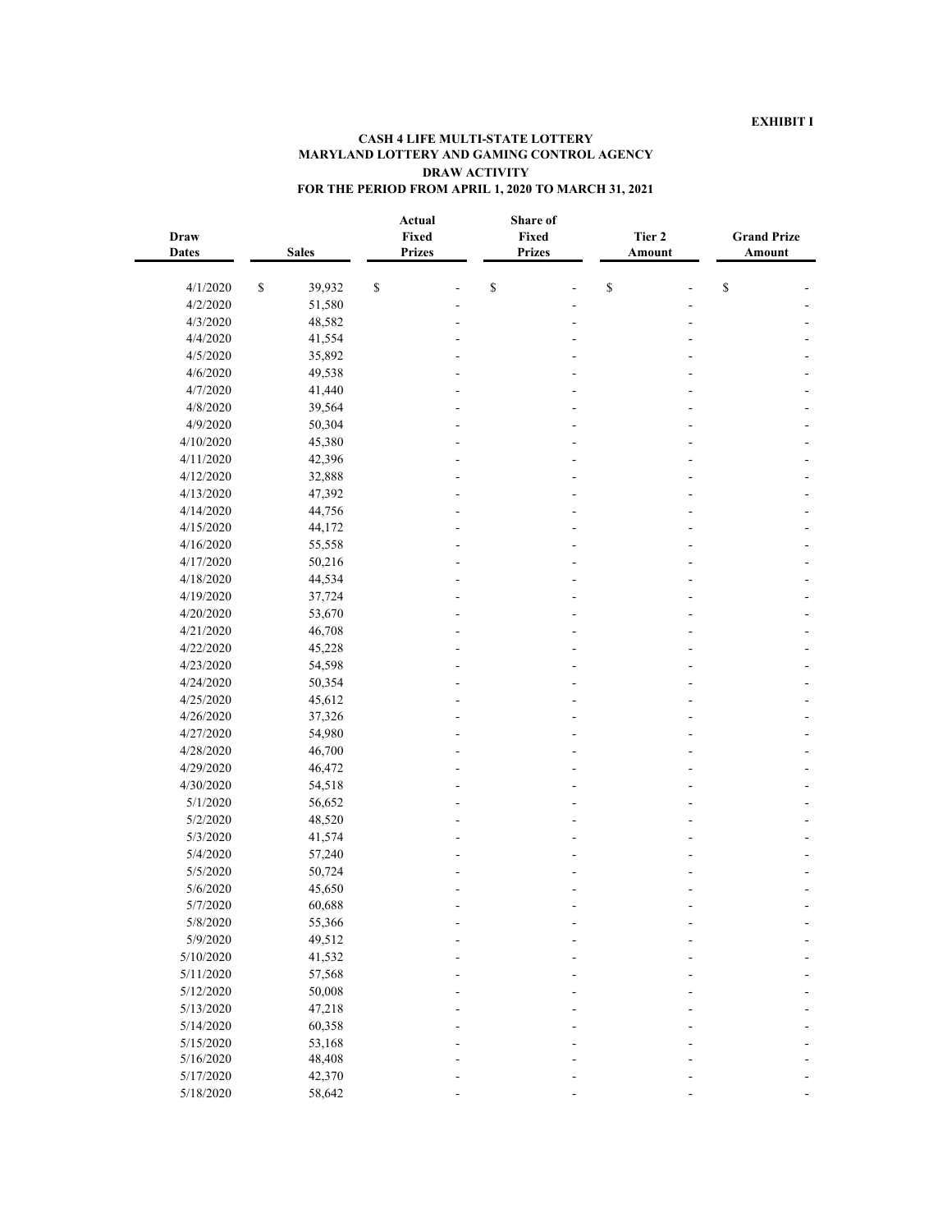**EXHIBIT I**

**CASH 4 LIFE MULTI-STATE LOTTERY**
**MARYLAND LOTTERY AND GAMING CONTROL AGENCY**
**DRAW ACTIVITY**
**FOR THE PERIOD FROM APRIL 1, 2020 TO MARCH 31, 2021**

| Draw Dates | Sales | Actual Fixed Prizes | Share of Fixed Prizes | Tier 2 Amount | Grand Prize Amount |
|---|---|---|---|---|---|
| 4/1/2020 | $ 39,932 | $ - | $ - | $ - | $ - |
| 4/2/2020 | 51,580 | - | - | - | - |
| 4/3/2020 | 48,582 | - | - | - | - |
| 4/4/2020 | 41,554 | - | - | - | - |
| 4/5/2020 | 35,892 | - | - | - | - |
| 4/6/2020 | 49,538 | - | - | - | - |
| 4/7/2020 | 41,440 | - | - | - | - |
| 4/8/2020 | 39,564 | - | - | - | - |
| 4/9/2020 | 50,304 | - | - | - | - |
| 4/10/2020 | 45,380 | - | - | - | - |
| 4/11/2020 | 42,396 | - | - | - | - |
| 4/12/2020 | 32,888 | - | - | - | - |
| 4/13/2020 | 47,392 | - | - | - | - |
| 4/14/2020 | 44,756 | - | - | - | - |
| 4/15/2020 | 44,172 | - | - | - | - |
| 4/16/2020 | 55,558 | - | - | - | - |
| 4/17/2020 | 50,216 | - | - | - | - |
| 4/18/2020 | 44,534 | - | - | - | - |
| 4/19/2020 | 37,724 | - | - | - | - |
| 4/20/2020 | 53,670 | - | - | - | - |
| 4/21/2020 | 46,708 | - | - | - | - |
| 4/22/2020 | 45,228 | - | - | - | - |
| 4/23/2020 | 54,598 | - | - | - | - |
| 4/24/2020 | 50,354 | - | - | - | - |
| 4/25/2020 | 45,612 | - | - | - | - |
| 4/26/2020 | 37,326 | - | - | - | - |
| 4/27/2020 | 54,980 | - | - | - | - |
| 4/28/2020 | 46,700 | - | - | - | - |
| 4/29/2020 | 46,472 | - | - | - | - |
| 4/30/2020 | 54,518 | - | - | - | - |
| 5/1/2020 | 56,652 | - | - | - | - |
| 5/2/2020 | 48,520 | - | - | - | - |
| 5/3/2020 | 41,574 | - | - | - | - |
| 5/4/2020 | 57,240 | - | - | - | - |
| 5/5/2020 | 50,724 | - | - | - | - |
| 5/6/2020 | 45,650 | - | - | - | - |
| 5/7/2020 | 60,688 | - | - | - | - |
| 5/8/2020 | 55,366 | - | - | - | - |
| 5/9/2020 | 49,512 | - | - | - | - |
| 5/10/2020 | 41,532 | - | - | - | - |
| 5/11/2020 | 57,568 | - | - | - | - |
| 5/12/2020 | 50,008 | - | - | - | - |
| 5/13/2020 | 47,218 | - | - | - | - |
| 5/14/2020 | 60,358 | - | - | - | - |
| 5/15/2020 | 53,168 | - | - | - | - |
| 5/16/2020 | 48,408 | - | - | - | - |
| 5/17/2020 | 42,370 | - | - | - | - |
| 5/18/2020 | 58,642 | - | - | - | - |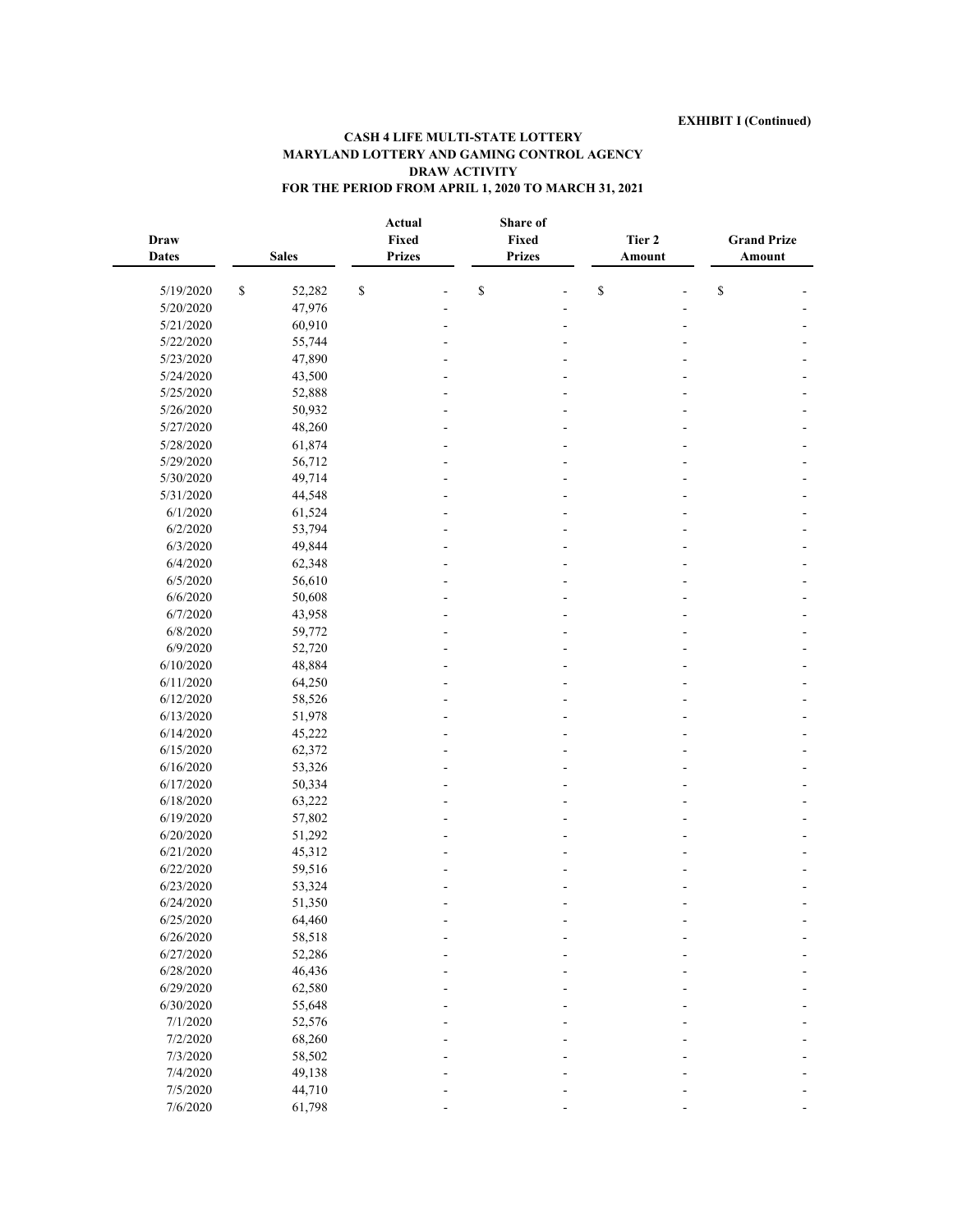**EXHIBIT I (Continued)**

**CASH 4 LIFE MULTI-STATE LOTTERY**
**MARYLAND LOTTERY AND GAMING CONTROL AGENCY**
**DRAW ACTIVITY**
**FOR THE PERIOD FROM APRIL 1, 2020 TO MARCH 31, 2021**

| Draw Dates | Sales | Actual Fixed Prizes | Share of Fixed Prizes | Tier 2 Amount | Grand Prize Amount |
|---|---|---|---|---|---|
| 5/19/2020 | $ 52,282 | $ - | $ - | $ - | $ - |
| 5/20/2020 | 47,976 | - | - | - | - |
| 5/21/2020 | 60,910 | - | - | - | - |
| 5/22/2020 | 55,744 | - | - | - | - |
| 5/23/2020 | 47,890 | - | - | - | - |
| 5/24/2020 | 43,500 | - | - | - | - |
| 5/25/2020 | 52,888 | - | - | - | - |
| 5/26/2020 | 50,932 | - | - | - | - |
| 5/27/2020 | 48,260 | - | - | - | - |
| 5/28/2020 | 61,874 | - | - | - | - |
| 5/29/2020 | 56,712 | - | - | - | - |
| 5/30/2020 | 49,714 | - | - | - | - |
| 5/31/2020 | 44,548 | - | - | - | - |
| 6/1/2020 | 61,524 | - | - | - | - |
| 6/2/2020 | 53,794 | - | - | - | - |
| 6/3/2020 | 49,844 | - | - | - | - |
| 6/4/2020 | 62,348 | - | - | - | - |
| 6/5/2020 | 56,610 | - | - | - | - |
| 6/6/2020 | 50,608 | - | - | - | - |
| 6/7/2020 | 43,958 | - | - | - | - |
| 6/8/2020 | 59,772 | - | - | - | - |
| 6/9/2020 | 52,720 | - | - | - | - |
| 6/10/2020 | 48,884 | - | - | - | - |
| 6/11/2020 | 64,250 | - | - | - | - |
| 6/12/2020 | 58,526 | - | - | - | - |
| 6/13/2020 | 51,978 | - | - | - | - |
| 6/14/2020 | 45,222 | - | - | - | - |
| 6/15/2020 | 62,372 | - | - | - | - |
| 6/16/2020 | 53,326 | - | - | - | - |
| 6/17/2020 | 50,334 | - | - | - | - |
| 6/18/2020 | 63,222 | - | - | - | - |
| 6/19/2020 | 57,802 | - | - | - | - |
| 6/20/2020 | 51,292 | - | - | - | - |
| 6/21/2020 | 45,312 | - | - | - | - |
| 6/22/2020 | 59,516 | - | - | - | - |
| 6/23/2020 | 53,324 | - | - | - | - |
| 6/24/2020 | 51,350 | - | - | - | - |
| 6/25/2020 | 64,460 | - | - | - | - |
| 6/26/2020 | 58,518 | - | - | - | - |
| 6/27/2020 | 52,286 | - | - | - | - |
| 6/28/2020 | 46,436 | - | - | - | - |
| 6/29/2020 | 62,580 | - | - | - | - |
| 6/30/2020 | 55,648 | - | - | - | - |
| 7/1/2020 | 52,576 | - | - | - | - |
| 7/2/2020 | 68,260 | - | - | - | - |
| 7/3/2020 | 58,502 | - | - | - | - |
| 7/4/2020 | 49,138 | - | - | - | - |
| 7/5/2020 | 44,710 | - | - | - | - |
| 7/6/2020 | 61,798 | - | - | - | - |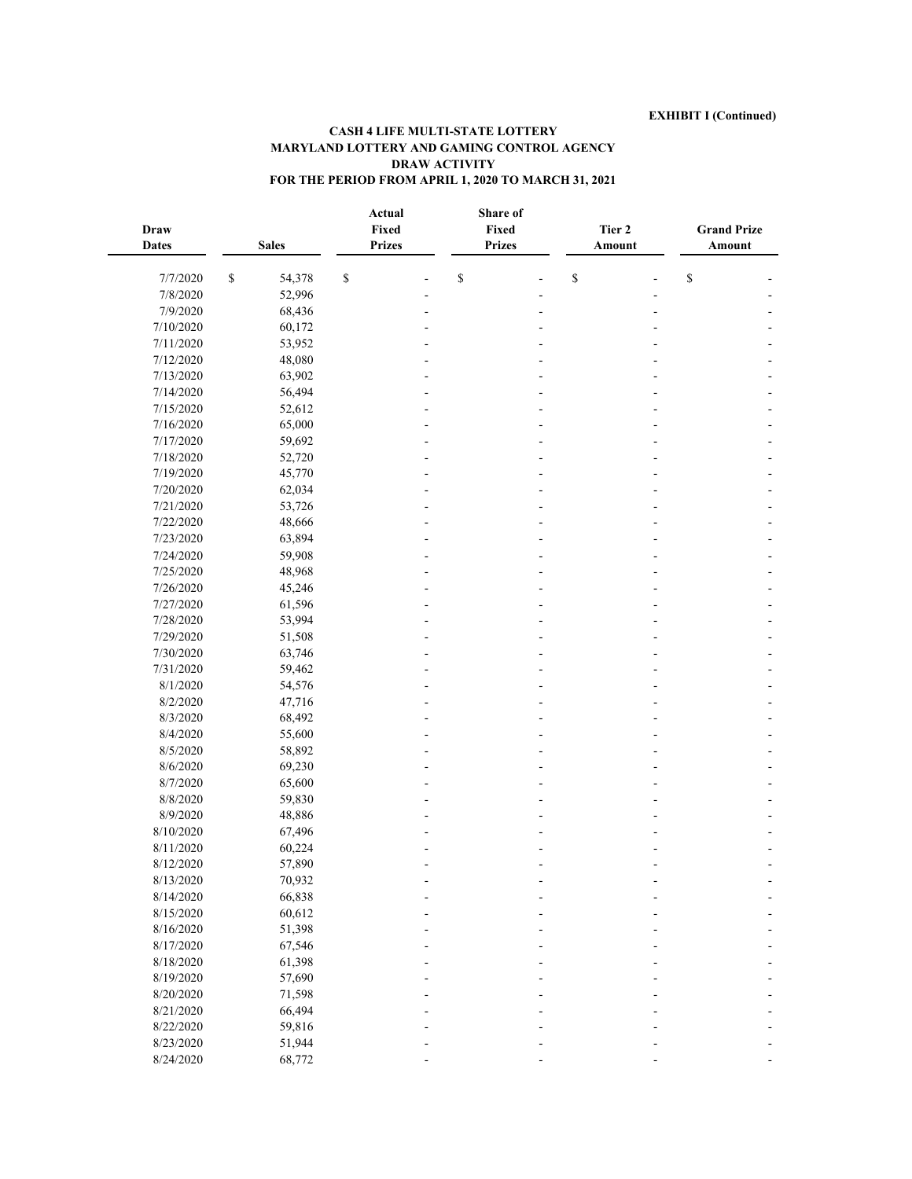**EXHIBIT I (Continued)**

**CASH 4 LIFE MULTI-STATE LOTTERY**
**MARYLAND LOTTERY AND GAMING CONTROL AGENCY**
**DRAW ACTIVITY**
**FOR THE PERIOD FROM APRIL 1, 2020 TO MARCH 31, 2021**

| Draw Dates | Sales | Actual Fixed Prizes | Share of Fixed Prizes | Tier 2 Amount | Grand Prize Amount |
|---|---|---|---|---|---|
| 7/7/2020 | $ 54,378 | $ - | $ - | $ - | $ - |
| 7/8/2020 | 52,996 | - | - | - | - |
| 7/9/2020 | 68,436 | - | - | - | - |
| 7/10/2020 | 60,172 | - | - | - | - |
| 7/11/2020 | 53,952 | - | - | - | - |
| 7/12/2020 | 48,080 | - | - | - | - |
| 7/13/2020 | 63,902 | - | - | - | - |
| 7/14/2020 | 56,494 | - | - | - | - |
| 7/15/2020 | 52,612 | - | - | - | - |
| 7/16/2020 | 65,000 | - | - | - | - |
| 7/17/2020 | 59,692 | - | - | - | - |
| 7/18/2020 | 52,720 | - | - | - | - |
| 7/19/2020 | 45,770 | - | - | - | - |
| 7/20/2020 | 62,034 | - | - | - | - |
| 7/21/2020 | 53,726 | - | - | - | - |
| 7/22/2020 | 48,666 | - | - | - | - |
| 7/23/2020 | 63,894 | - | - | - | - |
| 7/24/2020 | 59,908 | - | - | - | - |
| 7/25/2020 | 48,968 | - | - | - | - |
| 7/26/2020 | 45,246 | - | - | - | - |
| 7/27/2020 | 61,596 | - | - | - | - |
| 7/28/2020 | 53,994 | - | - | - | - |
| 7/29/2020 | 51,508 | - | - | - | - |
| 7/30/2020 | 63,746 | - | - | - | - |
| 7/31/2020 | 59,462 | - | - | - | - |
| 8/1/2020 | 54,576 | - | - | - | - |
| 8/2/2020 | 47,716 | - | - | - | - |
| 8/3/2020 | 68,492 | - | - | - | - |
| 8/4/2020 | 55,600 | - | - | - | - |
| 8/5/2020 | 58,892 | - | - | - | - |
| 8/6/2020 | 69,230 | - | - | - | - |
| 8/7/2020 | 65,600 | - | - | - | - |
| 8/8/2020 | 59,830 | - | - | - | - |
| 8/9/2020 | 48,886 | - | - | - | - |
| 8/10/2020 | 67,496 | - | - | - | - |
| 8/11/2020 | 60,224 | - | - | - | - |
| 8/12/2020 | 57,890 | - | - | - | - |
| 8/13/2020 | 70,932 | - | - | - | - |
| 8/14/2020 | 66,838 | - | - | - | - |
| 8/15/2020 | 60,612 | - | - | - | - |
| 8/16/2020 | 51,398 | - | - | - | - |
| 8/17/2020 | 67,546 | - | - | - | - |
| 8/18/2020 | 61,398 | - | - | - | - |
| 8/19/2020 | 57,690 | - | - | - | - |
| 8/20/2020 | 71,598 | - | - | - | - |
| 8/21/2020 | 66,494 | - | - | - | - |
| 8/22/2020 | 59,816 | - | - | - | - |
| 8/23/2020 | 51,944 | - | - | - | - |
| 8/24/2020 | 68,772 | - | - | - | - |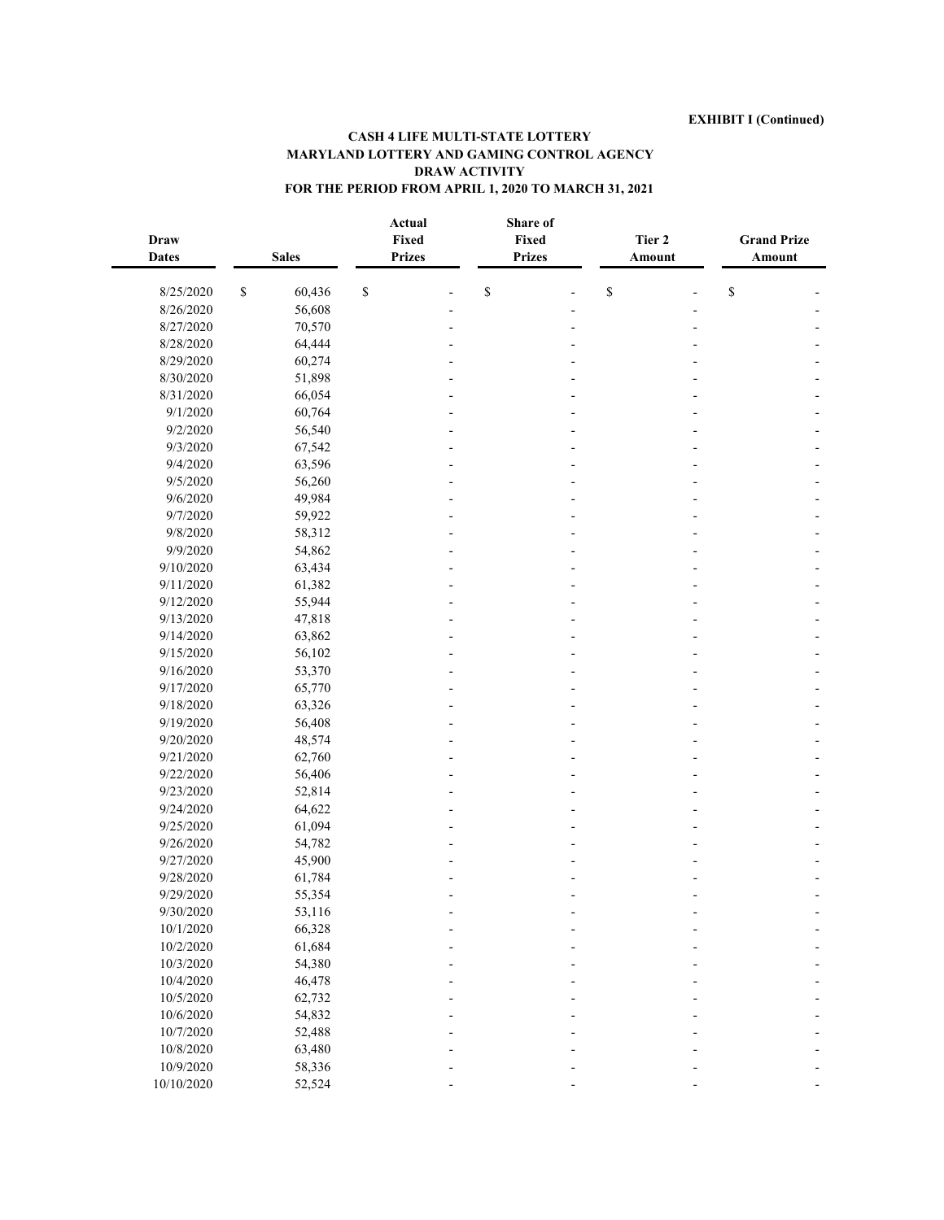**EXHIBIT I (Continued)**

**CASH 4 LIFE MULTI-STATE LOTTERY**
**MARYLAND LOTTERY AND GAMING CONTROL AGENCY**
**DRAW ACTIVITY**
**FOR THE PERIOD FROM APRIL 1, 2020 TO MARCH 31, 2021**

| Draw Dates | Sales | Actual Fixed Prizes | Share of Fixed Prizes | Tier 2 Amount | Grand Prize Amount |
|---|---|---|---|---|---|
| 8/25/2020 | $ 60,436 | $ - | $ - | $ - | $ - |
| 8/26/2020 | 56,608 | - | - | - | - |
| 8/27/2020 | 70,570 | - | - | - | - |
| 8/28/2020 | 64,444 | - | - | - | - |
| 8/29/2020 | 60,274 | - | - | - | - |
| 8/30/2020 | 51,898 | - | - | - | - |
| 8/31/2020 | 66,054 | - | - | - | - |
| 9/1/2020 | 60,764 | - | - | - | - |
| 9/2/2020 | 56,540 | - | - | - | - |
| 9/3/2020 | 67,542 | - | - | - | - |
| 9/4/2020 | 63,596 | - | - | - | - |
| 9/5/2020 | 56,260 | - | - | - | - |
| 9/6/2020 | 49,984 | - | - | - | - |
| 9/7/2020 | 59,922 | - | - | - | - |
| 9/8/2020 | 58,312 | - | - | - | - |
| 9/9/2020 | 54,862 | - | - | - | - |
| 9/10/2020 | 63,434 | - | - | - | - |
| 9/11/2020 | 61,382 | - | - | - | - |
| 9/12/2020 | 55,944 | - | - | - | - |
| 9/13/2020 | 47,818 | - | - | - | - |
| 9/14/2020 | 63,862 | - | - | - | - |
| 9/15/2020 | 56,102 | - | - | - | - |
| 9/16/2020 | 53,370 | - | - | - | - |
| 9/17/2020 | 65,770 | - | - | - | - |
| 9/18/2020 | 63,326 | - | - | - | - |
| 9/19/2020 | 56,408 | - | - | - | - |
| 9/20/2020 | 48,574 | - | - | - | - |
| 9/21/2020 | 62,760 | - | - | - | - |
| 9/22/2020 | 56,406 | - | - | - | - |
| 9/23/2020 | 52,814 | - | - | - | - |
| 9/24/2020 | 64,622 | - | - | - | - |
| 9/25/2020 | 61,094 | - | - | - | - |
| 9/26/2020 | 54,782 | - | - | - | - |
| 9/27/2020 | 45,900 | - | - | - | - |
| 9/28/2020 | 61,784 | - | - | - | - |
| 9/29/2020 | 55,354 | - | - | - | - |
| 9/30/2020 | 53,116 | - | - | - | - |
| 10/1/2020 | 66,328 | - | - | - | - |
| 10/2/2020 | 61,684 | - | - | - | - |
| 10/3/2020 | 54,380 | - | - | - | - |
| 10/4/2020 | 46,478 | - | - | - | - |
| 10/5/2020 | 62,732 | - | - | - | - |
| 10/6/2020 | 54,832 | - | - | - | - |
| 10/7/2020 | 52,488 | - | - | - | - |
| 10/8/2020 | 63,480 | - | - | - | - |
| 10/9/2020 | 58,336 | - | - | - | - |
| 10/10/2020 | 52,524 | - | - | - | - |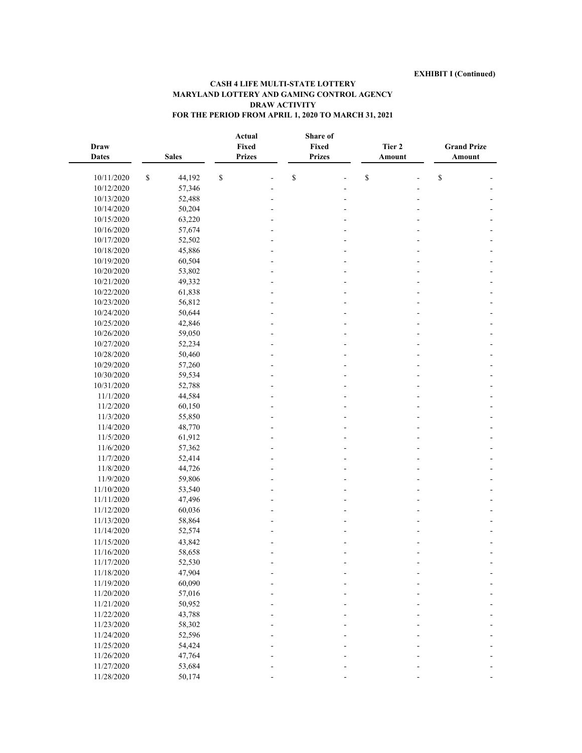**EXHIBIT I (Continued)**

**CASH 4 LIFE MULTI-STATE LOTTERY**
**MARYLAND LOTTERY AND GAMING CONTROL AGENCY**
**DRAW ACTIVITY**
**FOR THE PERIOD FROM APRIL 1, 2020 TO MARCH 31, 2021**

| Draw Dates | Sales | Actual Fixed Prizes | Share of Fixed Prizes | Tier 2 Amount | Grand Prize Amount |
|---|---|---|---|---|---|
| 10/11/2020 | $ 44,192 | $ - | $ - | $ - | $ - |
| 10/12/2020 | 57,346 | - | - | - | - |
| 10/13/2020 | 52,488 | - | - | - | - |
| 10/14/2020 | 50,204 | - | - | - | - |
| 10/15/2020 | 63,220 | - | - | - | - |
| 10/16/2020 | 57,674 | - | - | - | - |
| 10/17/2020 | 52,502 | - | - | - | - |
| 10/18/2020 | 45,886 | - | - | - | - |
| 10/19/2020 | 60,504 | - | - | - | - |
| 10/20/2020 | 53,802 | - | - | - | - |
| 10/21/2020 | 49,332 | - | - | - | - |
| 10/22/2020 | 61,838 | - | - | - | - |
| 10/23/2020 | 56,812 | - | - | - | - |
| 10/24/2020 | 50,644 | - | - | - | - |
| 10/25/2020 | 42,846 | - | - | - | - |
| 10/26/2020 | 59,050 | - | - | - | - |
| 10/27/2020 | 52,234 | - | - | - | - |
| 10/28/2020 | 50,460 | - | - | - | - |
| 10/29/2020 | 57,260 | - | - | - | - |
| 10/30/2020 | 59,534 | - | - | - | - |
| 10/31/2020 | 52,788 | - | - | - | - |
| 11/1/2020 | 44,584 | - | - | - | - |
| 11/2/2020 | 60,150 | - | - | - | - |
| 11/3/2020 | 55,850 | - | - | - | - |
| 11/4/2020 | 48,770 | - | - | - | - |
| 11/5/2020 | 61,912 | - | - | - | - |
| 11/6/2020 | 57,362 | - | - | - | - |
| 11/7/2020 | 52,414 | - | - | - | - |
| 11/8/2020 | 44,726 | - | - | - | - |
| 11/9/2020 | 59,806 | - | - | - | - |
| 11/10/2020 | 53,540 | - | - | - | - |
| 11/11/2020 | 47,496 | - | - | - | - |
| 11/12/2020 | 60,036 | - | - | - | - |
| 11/13/2020 | 58,864 | - | - | - | - |
| 11/14/2020 | 52,574 | - | - | - | - |
| 11/15/2020 | 43,842 | - | - | - | - |
| 11/16/2020 | 58,658 | - | - | - | - |
| 11/17/2020 | 52,530 | - | - | - | - |
| 11/18/2020 | 47,904 | - | - | - | - |
| 11/19/2020 | 60,090 | - | - | - | - |
| 11/20/2020 | 57,016 | - | - | - | - |
| 11/21/2020 | 50,952 | - | - | - | - |
| 11/22/2020 | 43,788 | - | - | - | - |
| 11/23/2020 | 58,302 | - | - | - | - |
| 11/24/2020 | 52,596 | - | - | - | - |
| 11/25/2020 | 54,424 | - | - | - | - |
| 11/26/2020 | 47,764 | - | - | - | - |
| 11/27/2020 | 53,684 | - | - | - | - |
| 11/28/2020 | 50,174 | - | - | - | - |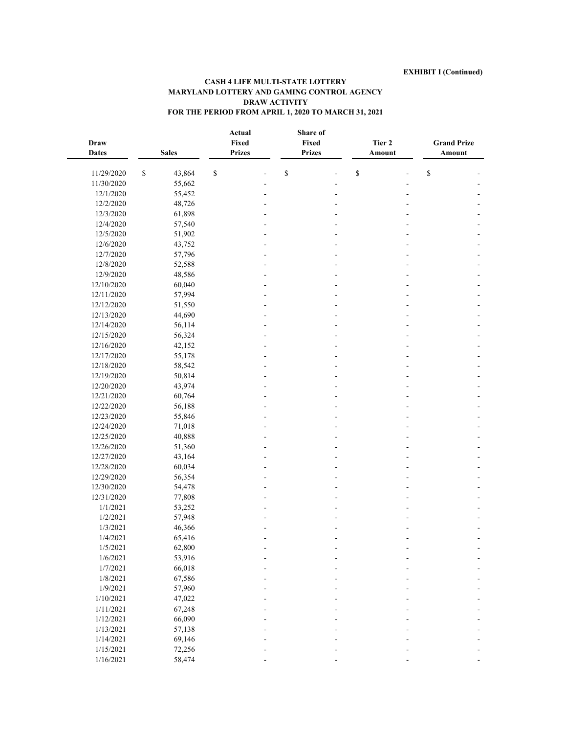**EXHIBIT I (Continued)**

**CASH 4 LIFE MULTI-STATE LOTTERY**
**MARYLAND LOTTERY AND GAMING CONTROL AGENCY**
**DRAW ACTIVITY**
**FOR THE PERIOD FROM APRIL 1, 2020 TO MARCH 31, 2021**

| Draw Dates | Sales | Actual Fixed Prizes | Share of Fixed Prizes | Tier 2 Amount | Grand Prize Amount |
|---|---|---|---|---|---|
| 11/29/2020 | $ 43,864 | $ - | $ - | $ - | $ - |
| 11/30/2020 | 55,662 | - | - | - | - |
| 12/1/2020 | 55,452 | - | - | - | - |
| 12/2/2020 | 48,726 | - | - | - | - |
| 12/3/2020 | 61,898 | - | - | - | - |
| 12/4/2020 | 57,540 | - | - | - | - |
| 12/5/2020 | 51,902 | - | - | - | - |
| 12/6/2020 | 43,752 | - | - | - | - |
| 12/7/2020 | 57,796 | - | - | - | - |
| 12/8/2020 | 52,588 | - | - | - | - |
| 12/9/2020 | 48,586 | - | - | - | - |
| 12/10/2020 | 60,040 | - | - | - | - |
| 12/11/2020 | 57,994 | - | - | - | - |
| 12/12/2020 | 51,550 | - | - | - | - |
| 12/13/2020 | 44,690 | - | - | - | - |
| 12/14/2020 | 56,114 | - | - | - | - |
| 12/15/2020 | 56,324 | - | - | - | - |
| 12/16/2020 | 42,152 | - | - | - | - |
| 12/17/2020 | 55,178 | - | - | - | - |
| 12/18/2020 | 58,542 | - | - | - | - |
| 12/19/2020 | 50,814 | - | - | - | - |
| 12/20/2020 | 43,974 | - | - | - | - |
| 12/21/2020 | 60,764 | - | - | - | - |
| 12/22/2020 | 56,188 | - | - | - | - |
| 12/23/2020 | 55,846 | - | - | - | - |
| 12/24/2020 | 71,018 | - | - | - | - |
| 12/25/2020 | 40,888 | - | - | - | - |
| 12/26/2020 | 51,360 | - | - | - | - |
| 12/27/2020 | 43,164 | - | - | - | - |
| 12/28/2020 | 60,034 | - | - | - | - |
| 12/29/2020 | 56,354 | - | - | - | - |
| 12/30/2020 | 54,478 | - | - | - | - |
| 12/31/2020 | 77,808 | - | - | - | - |
| 1/1/2021 | 53,252 | - | - | - | - |
| 1/2/2021 | 57,948 | - | - | - | - |
| 1/3/2021 | 46,366 | - | - | - | - |
| 1/4/2021 | 65,416 | - | - | - | - |
| 1/5/2021 | 62,800 | - | - | - | - |
| 1/6/2021 | 53,916 | - | - | - | - |
| 1/7/2021 | 66,018 | - | - | - | - |
| 1/8/2021 | 67,586 | - | - | - | - |
| 1/9/2021 | 57,960 | - | - | - | - |
| 1/10/2021 | 47,022 | - | - | - | - |
| 1/11/2021 | 67,248 | - | - | - | - |
| 1/12/2021 | 66,090 | - | - | - | - |
| 1/13/2021 | 57,138 | - | - | - | - |
| 1/14/2021 | 69,146 | - | - | - | - |
| 1/15/2021 | 72,256 | - | - | - | - |
| 1/16/2021 | 58,474 | - | - | - | - |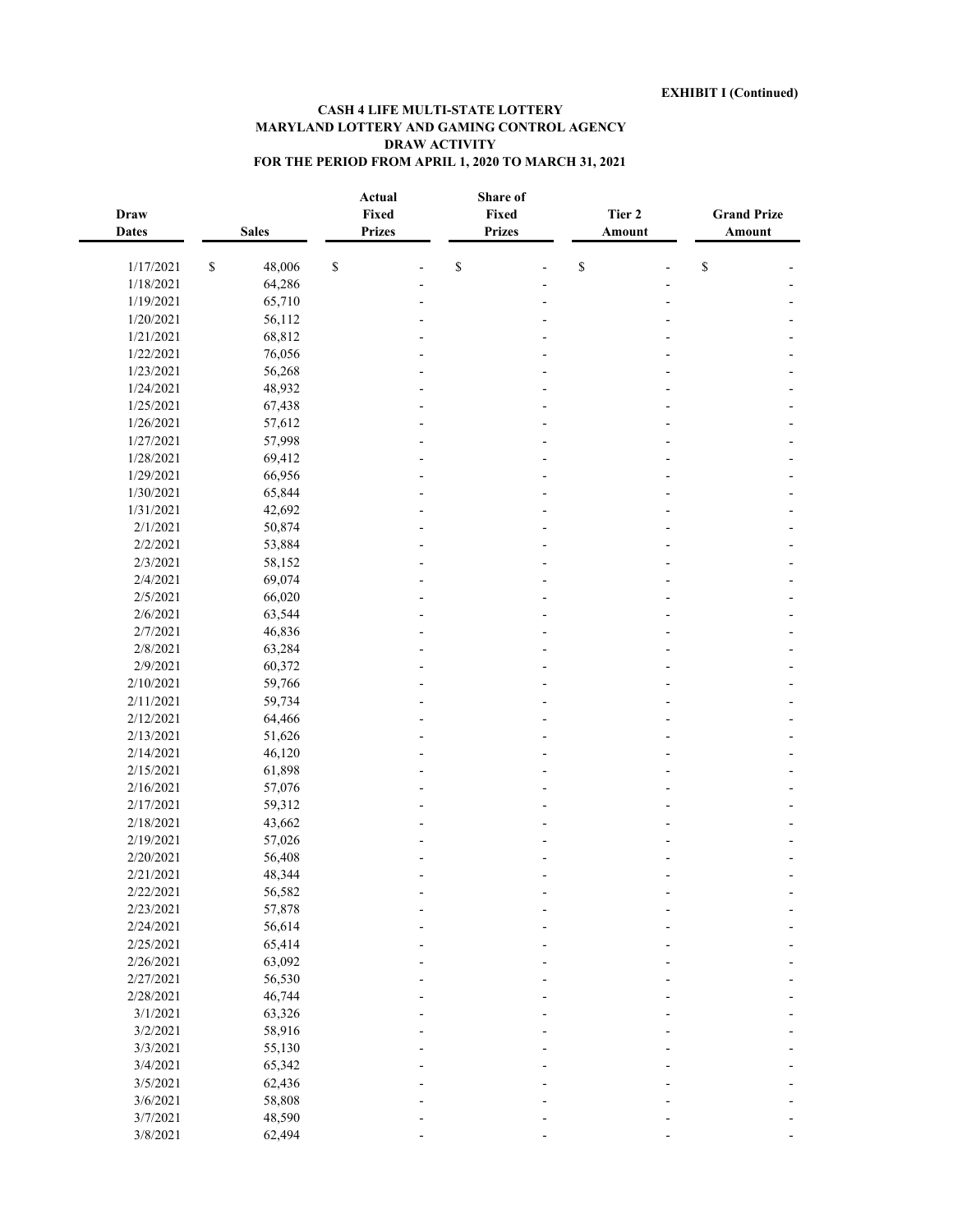**EXHIBIT I (Continued)**

**CASH 4 LIFE MULTI-STATE LOTTERY**
**MARYLAND LOTTERY AND GAMING CONTROL AGENCY**
**DRAW ACTIVITY**
**FOR THE PERIOD FROM APRIL 1, 2020 TO MARCH 31, 2021**

| Draw Dates | Sales | Actual Fixed Prizes | Share of Fixed Prizes | Tier 2 Amount | Grand Prize Amount |
|---|---|---|---|---|---|
| 1/17/2021 | $ 48,006 | $ - | $ - | $ - | $ - |
| 1/18/2021 | 64,286 | - | - | - | - |
| 1/19/2021 | 65,710 | - | - | - | - |
| 1/20/2021 | 56,112 | - | - | - | - |
| 1/21/2021 | 68,812 | - | - | - | - |
| 1/22/2021 | 76,056 | - | - | - | - |
| 1/23/2021 | 56,268 | - | - | - | - |
| 1/24/2021 | 48,932 | - | - | - | - |
| 1/25/2021 | 67,438 | - | - | - | - |
| 1/26/2021 | 57,612 | - | - | - | - |
| 1/27/2021 | 57,998 | - | - | - | - |
| 1/28/2021 | 69,412 | - | - | - | - |
| 1/29/2021 | 66,956 | - | - | - | - |
| 1/30/2021 | 65,844 | - | - | - | - |
| 1/31/2021 | 42,692 | - | - | - | - |
| 2/1/2021 | 50,874 | - | - | - | - |
| 2/2/2021 | 53,884 | - | - | - | - |
| 2/3/2021 | 58,152 | - | - | - | - |
| 2/4/2021 | 69,074 | - | - | - | - |
| 2/5/2021 | 66,020 | - | - | - | - |
| 2/6/2021 | 63,544 | - | - | - | - |
| 2/7/2021 | 46,836 | - | - | - | - |
| 2/8/2021 | 63,284 | - | - | - | - |
| 2/9/2021 | 60,372 | - | - | - | - |
| 2/10/2021 | 59,766 | - | - | - | - |
| 2/11/2021 | 59,734 | - | - | - | - |
| 2/12/2021 | 64,466 | - | - | - | - |
| 2/13/2021 | 51,626 | - | - | - | - |
| 2/14/2021 | 46,120 | - | - | - | - |
| 2/15/2021 | 61,898 | - | - | - | - |
| 2/16/2021 | 57,076 | - | - | - | - |
| 2/17/2021 | 59,312 | - | - | - | - |
| 2/18/2021 | 43,662 | - | - | - | - |
| 2/19/2021 | 57,026 | - | - | - | - |
| 2/20/2021 | 56,408 | - | - | - | - |
| 2/21/2021 | 48,344 | - | - | - | - |
| 2/22/2021 | 56,582 | - | - | - | - |
| 2/23/2021 | 57,878 | - | - | - | - |
| 2/24/2021 | 56,614 | - | - | - | - |
| 2/25/2021 | 65,414 | - | - | - | - |
| 2/26/2021 | 63,092 | - | - | - | - |
| 2/27/2021 | 56,530 | - | - | - | - |
| 2/28/2021 | 46,744 | - | - | - | - |
| 3/1/2021 | 63,326 | - | - | - | - |
| 3/2/2021 | 58,916 | - | - | - | - |
| 3/3/2021 | 55,130 | - | - | - | - |
| 3/4/2021 | 65,342 | - | - | - | - |
| 3/5/2021 | 62,436 | - | - | - | - |
| 3/6/2021 | 58,808 | - | - | - | - |
| 3/7/2021 | 48,590 | - | - | - | - |
| 3/8/2021 | 62,494 | - | - | - | - |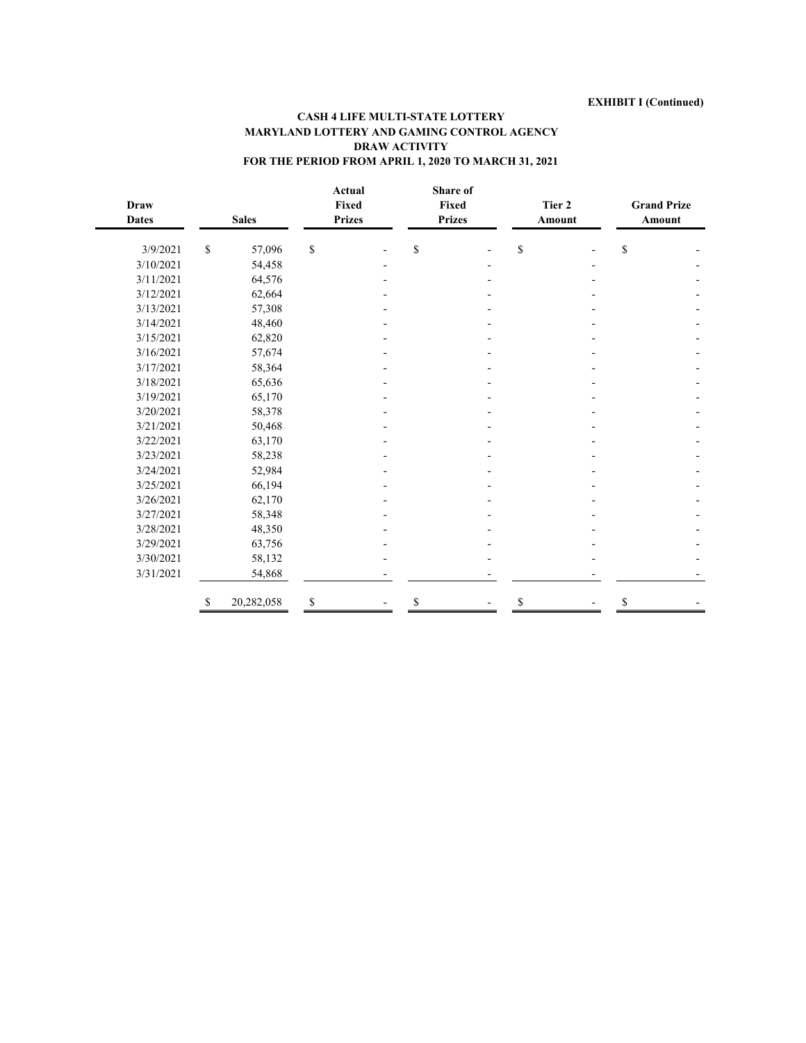**EXHIBIT I (Continued)**

**CASH 4 LIFE MULTI-STATE LOTTERY**
**MARYLAND LOTTERY AND GAMING CONTROL AGENCY**
**DRAW ACTIVITY**
**FOR THE PERIOD FROM APRIL 1, 2020 TO MARCH 31, 2021**

| Draw Dates | Sales | Actual Fixed Prizes | Share of Fixed Prizes | Tier 2 Amount | Grand Prize Amount |
|---|---|---|---|---|---|
| 3/9/2021 | $ 57,096 | $ - | $ - | $ - | $ - |
| 3/10/2021 | 54,458 | - | - | - | - |
| 3/11/2021 | 64,576 | - | - | - | - |
| 3/12/2021 | 62,664 | - | - | - | - |
| 3/13/2021 | 57,308 | - | - | - | - |
| 3/14/2021 | 48,460 | - | - | - | - |
| 3/15/2021 | 62,820 | - | - | - | - |
| 3/16/2021 | 57,674 | - | - | - | - |
| 3/17/2021 | 58,364 | - | - | - | - |
| 3/18/2021 | 65,636 | - | - | - | - |
| 3/19/2021 | 65,170 | - | - | - | - |
| 3/20/2021 | 58,378 | - | - | - | - |
| 3/21/2021 | 50,468 | - | - | - | - |
| 3/22/2021 | 63,170 | - | - | - | - |
| 3/23/2021 | 58,238 | - | - | - | - |
| 3/24/2021 | 52,984 | - | - | - | - |
| 3/25/2021 | 66,194 | - | - | - | - |
| 3/26/2021 | 62,170 | - | - | - | - |
| 3/27/2021 | 58,348 | - | - | - | - |
| 3/28/2021 | 48,350 | - | - | - | - |
| 3/29/2021 | 63,756 | - | - | - | - |
| 3/30/2021 | 58,132 | - | - | - | - |
| 3/31/2021 | 54,868 | - | - | - | - |
| | $ 20,282,058 | $ - | $ - | $ - | $ - |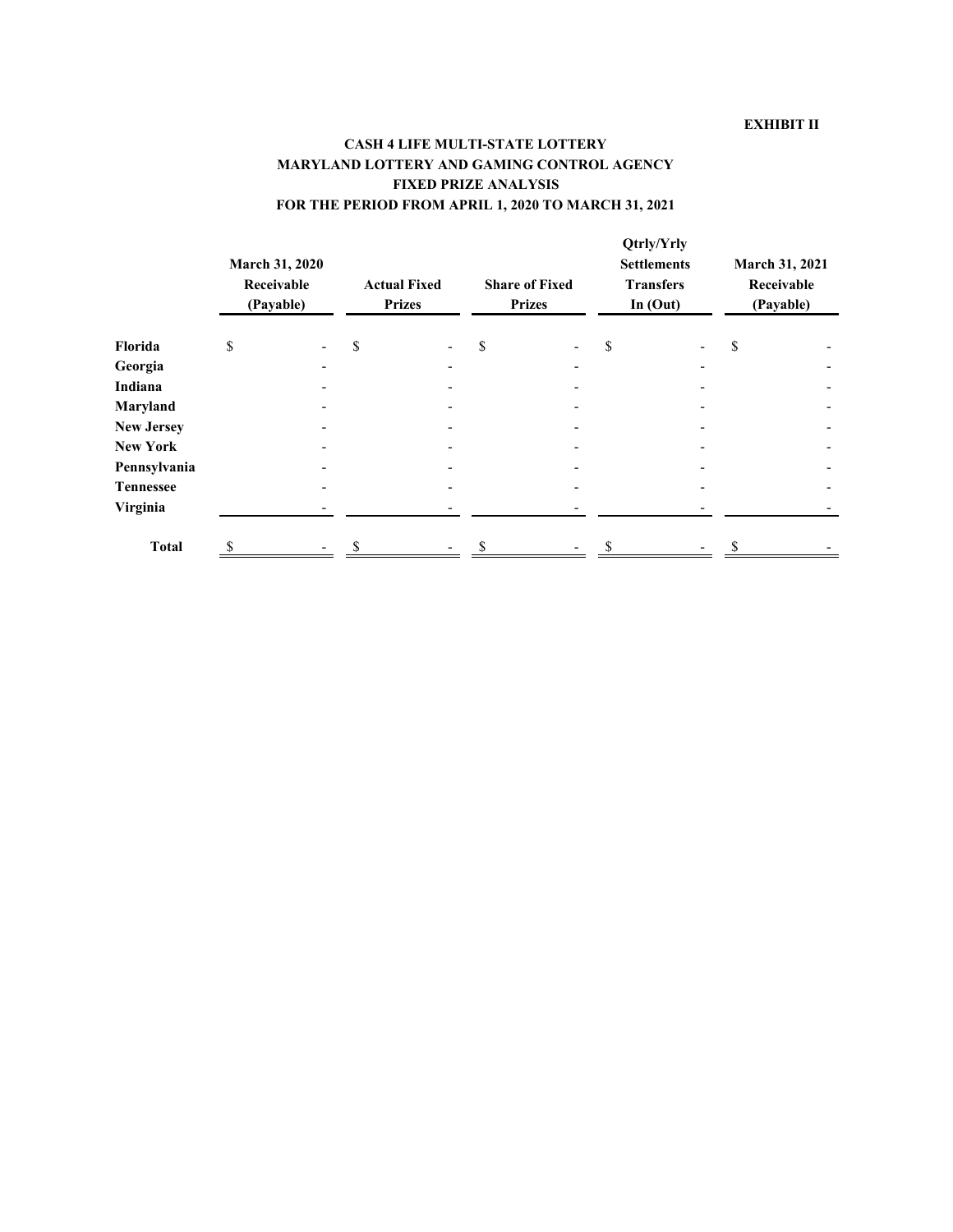**EXHIBIT II**

**CASH 4 LIFE MULTI-STATE LOTTERY**
**MARYLAND LOTTERY AND GAMING CONTROL AGENCY**
**FIXED PRIZE ANALYSIS**
**FOR THE PERIOD FROM APRIL 1, 2020 TO MARCH 31, 2021**

| | March 31, 2020 Receivable (Payable) | Actual Fixed Prizes | Share of Fixed Prizes | Qtrly/Yrly Settlements Transfers In (Out) | March 31, 2021 Receivable (Payable) |
|---|---|---|---|---|---|
| **Florida** | $ - | $ - | $ - | $ - | $ - |
| **Georgia** | - | - | - | - | - |
| **Indiana** | - | - | - | - | - |
| **Maryland** | - | - | - | - | - |
| **New Jersey** | - | - | - | - | - |
| **New York** | - | - | - | - | - |
| **Pennsylvania** | - | - | - | - | - |
| **Tennessee** | - | - | - | - | - |
| **Virginia** | - | - | - | - | - |
| **Total** | $ - | $ - | $ - | $ - | $ - |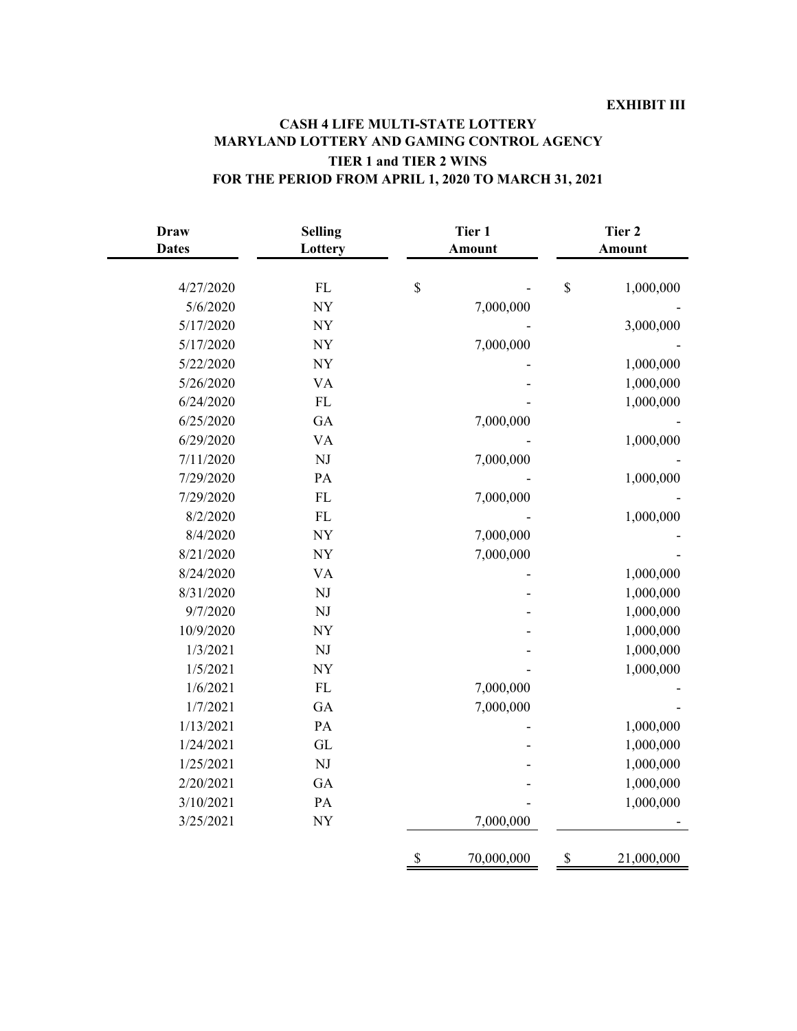**EXHIBIT III**

# CASH 4 LIFE MULTI-STATE LOTTERY
## MARYLAND LOTTERY AND GAMING CONTROL AGENCY
## TIER 1 and TIER 2 WINS
## FOR THE PERIOD FROM APRIL 1, 2020 TO MARCH 31, 2021

| Draw Dates | Selling Lottery | Tier 1 Amount | Tier 2 Amount |
|---|---|---|---|
| 4/27/2020 | FL | $ - | $ 1,000,000 |
| 5/6/2020 | NY | 7,000,000 | - |
| 5/17/2020 | NY | - | 3,000,000 |
| 5/17/2020 | NY | 7,000,000 | - |
| 5/22/2020 | NY | - | 1,000,000 |
| 5/26/2020 | VA | - | 1,000,000 |
| 6/24/2020 | FL | - | 1,000,000 |
| 6/25/2020 | GA | 7,000,000 | - |
| 6/29/2020 | VA | - | 1,000,000 |
| 7/11/2020 | NJ | 7,000,000 | - |
| 7/29/2020 | PA | - | 1,000,000 |
| 7/29/2020 | FL | 7,000,000 | - |
| 8/2/2020 | FL | - | 1,000,000 |
| 8/4/2020 | NY | 7,000,000 | - |
| 8/21/2020 | NY | 7,000,000 | - |
| 8/24/2020 | VA | - | 1,000,000 |
| 8/31/2020 | NJ | - | 1,000,000 |
| 9/7/2020 | NJ | - | 1,000,000 |
| 10/9/2020 | NY | - | 1,000,000 |
| 1/3/2021 | NJ | - | 1,000,000 |
| 1/5/2021 | NY | - | 1,000,000 |
| 1/6/2021 | FL | 7,000,000 | - |
| 1/7/2021 | GA | 7,000,000 | - |
| 1/13/2021 | PA | - | 1,000,000 |
| 1/24/2021 | GL | - | 1,000,000 |
| 1/25/2021 | NJ | - | 1,000,000 |
| 2/20/2021 | GA | - | 1,000,000 |
| 3/10/2021 | PA | - | 1,000,000 |
| 3/25/2021 | NY | 7,000,000 | - |
| | | $ 70,000,000 | $ 21,000,000 |